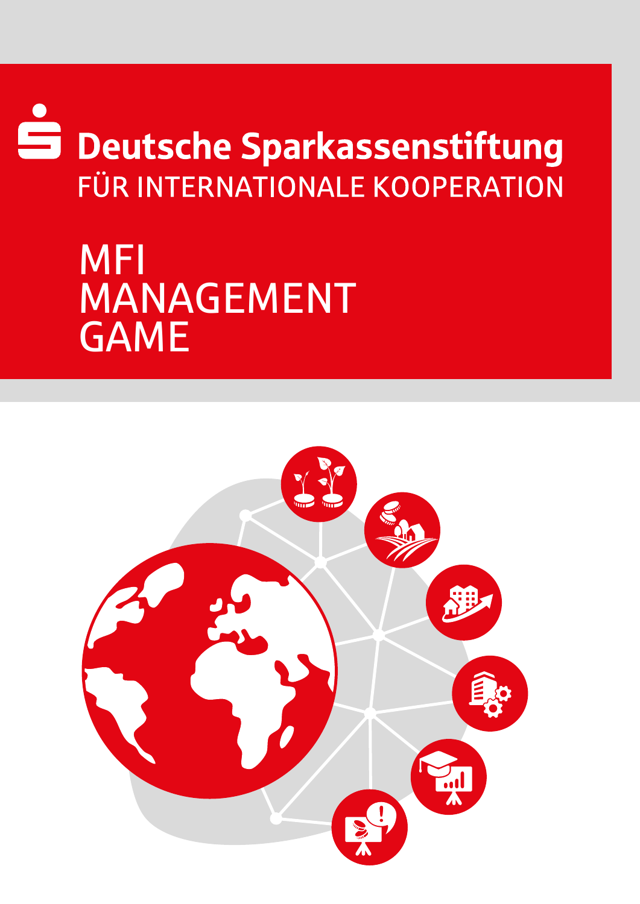**Deutsche Sparkassenstiftung**

FÜR INTERNATIONALE KOOPERATION

# MFI MANAGEMENT GAME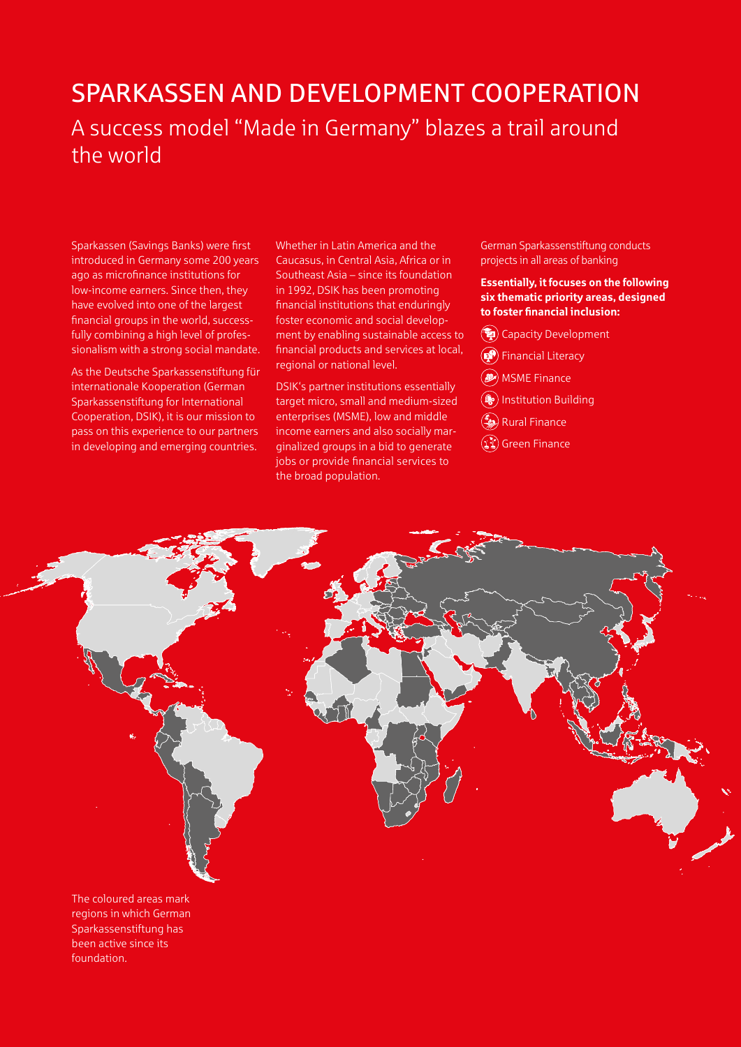# SPARKASSEN AND DEVELOPMENT COOPERATION

## A success model "Made in Germany" blazes a trail around the world

Sparkassen (Savings Banks) were first introduced in Germany some 200 years ago as microfinance institutions for low-income earners. Since then, they have evolved into one of the largest financial groups in the world, successfully combining a high level of professionalism with a strong social mandate.

As the Deutsche Sparkassenstiftung für internationale Kooperation (German Sparkassenstiftung for International Cooperation, DSIK), it is our mission to pass on this experience to our partners in developing and emerging countries.

Whether in Latin America and the Caucasus, in Central Asia, Africa or in Southeast Asia – since its foundation in 1992, DSIK has been promoting financial institutions that enduringly foster economic and social development by enabling sustainable access to financial products and services at local, regional or national level.

DSIK's partner institutions essentially target micro, small and medium-sized enterprises (MSME), low and middle income earners and also socially marginalized groups in a bid to generate jobs or provide financial services to the broad population.

German Sparkassenstiftung conducts projects in all areas of banking

**Essentially, it focuses on the following six thematic priority areas, designed to foster financial inclusion:**

- Capacity Development
- Financial Literacy
- MSME Finance
- Institution Building
- Rural Finance
- Green Finance

The coloured areas mark regions in which German Sparkassenstiftung has been active since its foundation.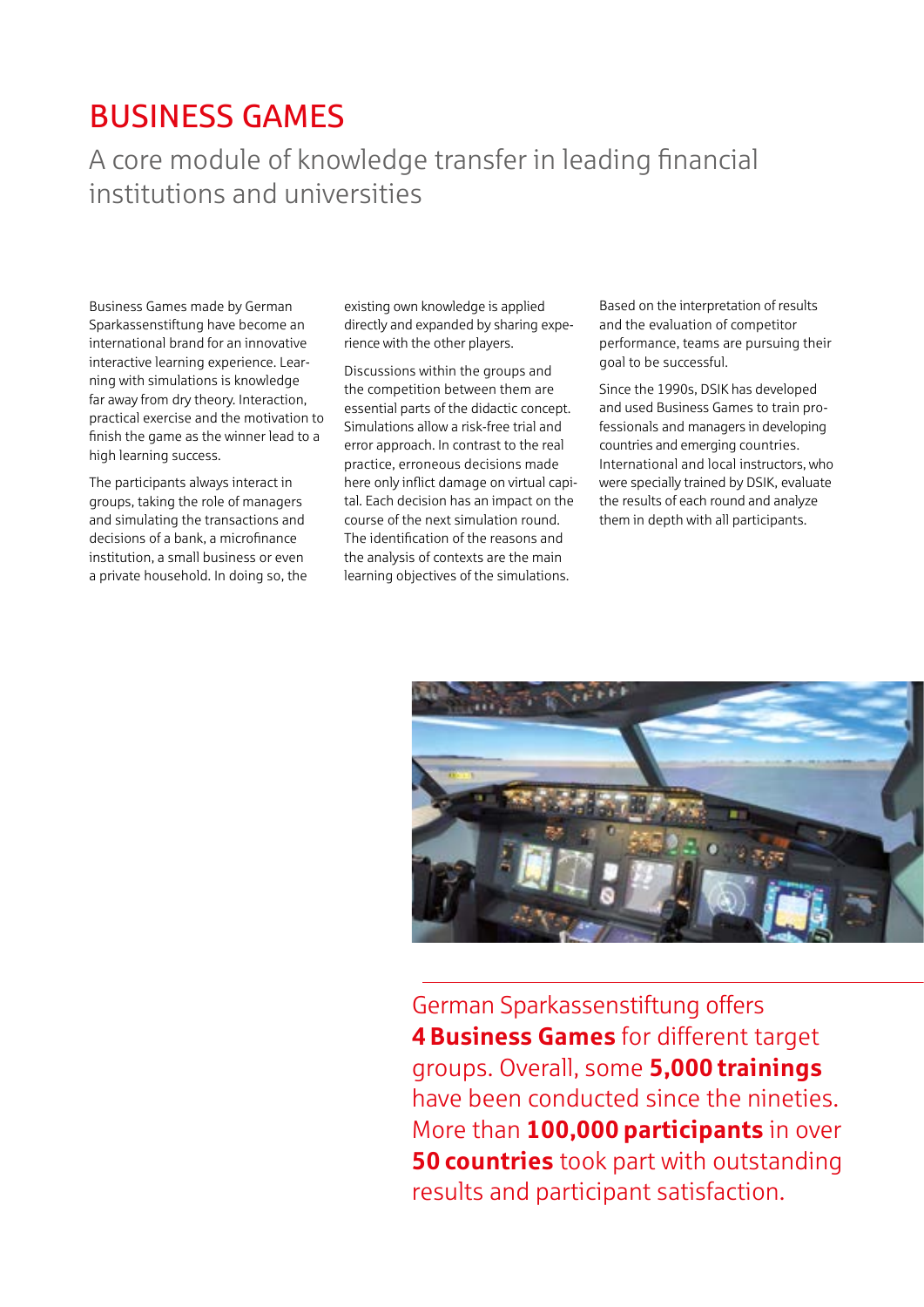# BUSINESS GAMES

## A core module of knowledge transfer in leading financial institutions and universities

Business Games made by German Sparkassenstiftung have become an international brand for an innovative interactive learning experience. Learning with simulations is knowledge far away from dry theory. Interaction, practical exercise and the motivation to finish the game as the winner lead to a high learning success.

The participants always interact in groups, taking the role of managers and simulating the transactions and decisions of a bank, a microfinance institution, a small business or even a private household. In doing so, the existing own knowledge is applied directly and expanded by sharing experience with the other players.

Discussions within the groups and the competition between them are essential parts of the didactic concept. Simulations allow a risk-free trial and error approach. In contrast to the real practice, erroneous decisions made here only inflict damage on virtual capital. Each decision has an impact on the course of the next simulation round. The identification of the reasons and the analysis of contexts are the main learning objectives of the simulations.

Based on the interpretation of results and the evaluation of competitor performance, teams are pursuing their goal to be successful.

Since the 1990s, DSIK has developed and used Business Games to train professionals and managers in developing countries and emerging countries. International and local instructors, who were specially trained by DSIK, evaluate the results of each round and analyze them in depth with all participants.

German Sparkassenstiftung offers **4 Business Games** for different target groups. Overall, some **5,000 trainings** have been conducted since the nineties. More than **100,000 participants** in over **50 countries** took part with outstanding results and participant satisfaction.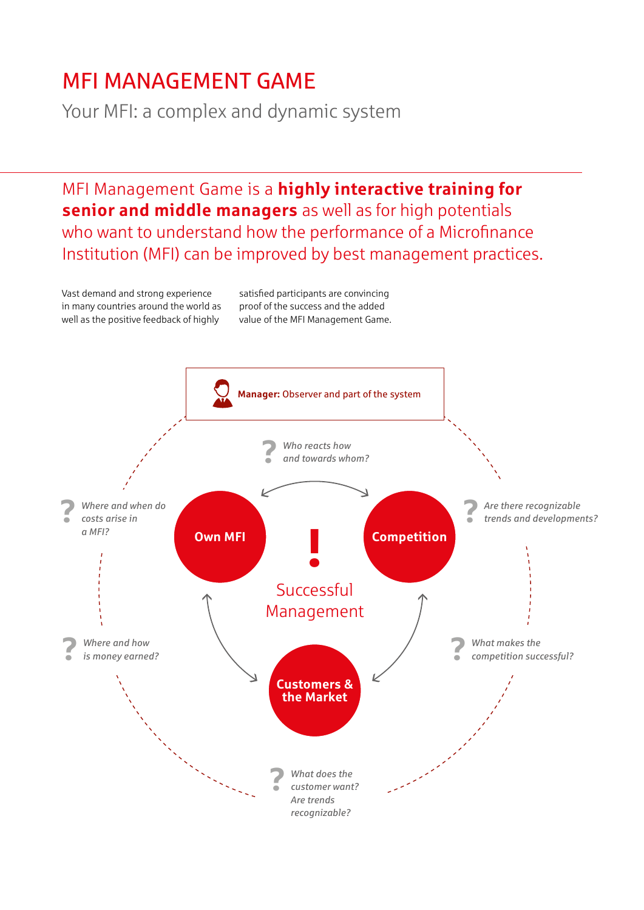# MFI MANAGEMENT GAME

## Your MFI: a complex and dynamic system

MFI Management Game is a **highly interactive training for senior and middle managers** as well as for high potentials who want to understand how the performance of a Microfinance Institution (MFI) can be improved by best management practices.

Vast demand and strong experience in many countries around the world as well as the positive feedback of highly satisfied participants are convincing proof of the success and the added value of the MFI Management Game.

**Manager:** Observer and part of the system

*Who reacts how and towards whom?*

*Where and when do costs arise in a MFI?*

*Are there recognizable trends and developments?*

**Own MFI**

**Competition**

!

Successful Management

*Where and how is money earned?*

*What makes the competition successful?*

**Customers & the Market**

*What does the customer want? Are trends recognizable?*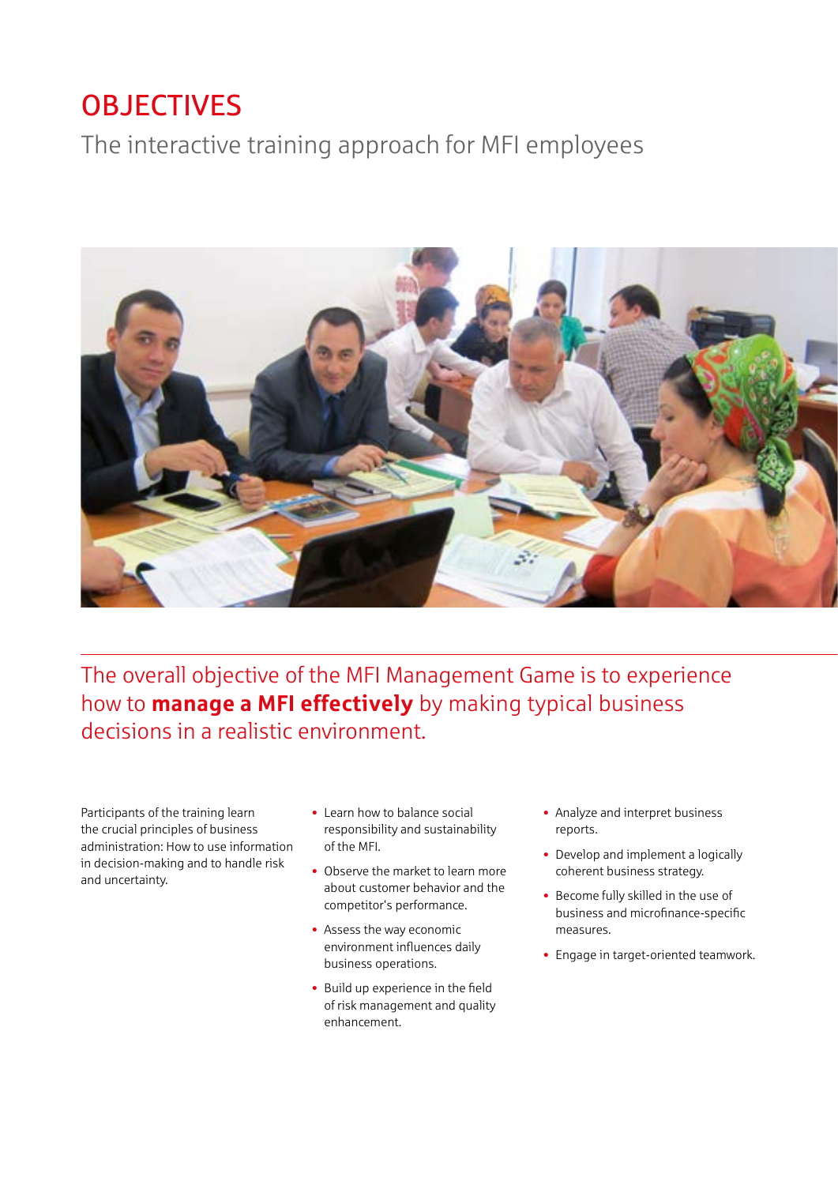# OBJECTIVES

## The interactive training approach for MFI employees

The overall objective of the MFI Management Game is to experience how to **manage a MFI effectively** by making typical business decisions in a realistic environment.

Participants of the training learn the crucial principles of business administration: How to use information in decision-making and to handle risk and uncertainty.

- Learn how to balance social responsibility and sustainability of the MFI.
- Observe the market to learn more about customer behavior and the competitor's performance.
- Assess the way economic environment influences daily business operations.
- Build up experience in the field of risk management and quality enhancement.
- Analyze and interpret business reports.
- Develop and implement a logically coherent business strategy.
- Become fully skilled in the use of business and microfinance-specific measures.
- Engage in target-oriented teamwork.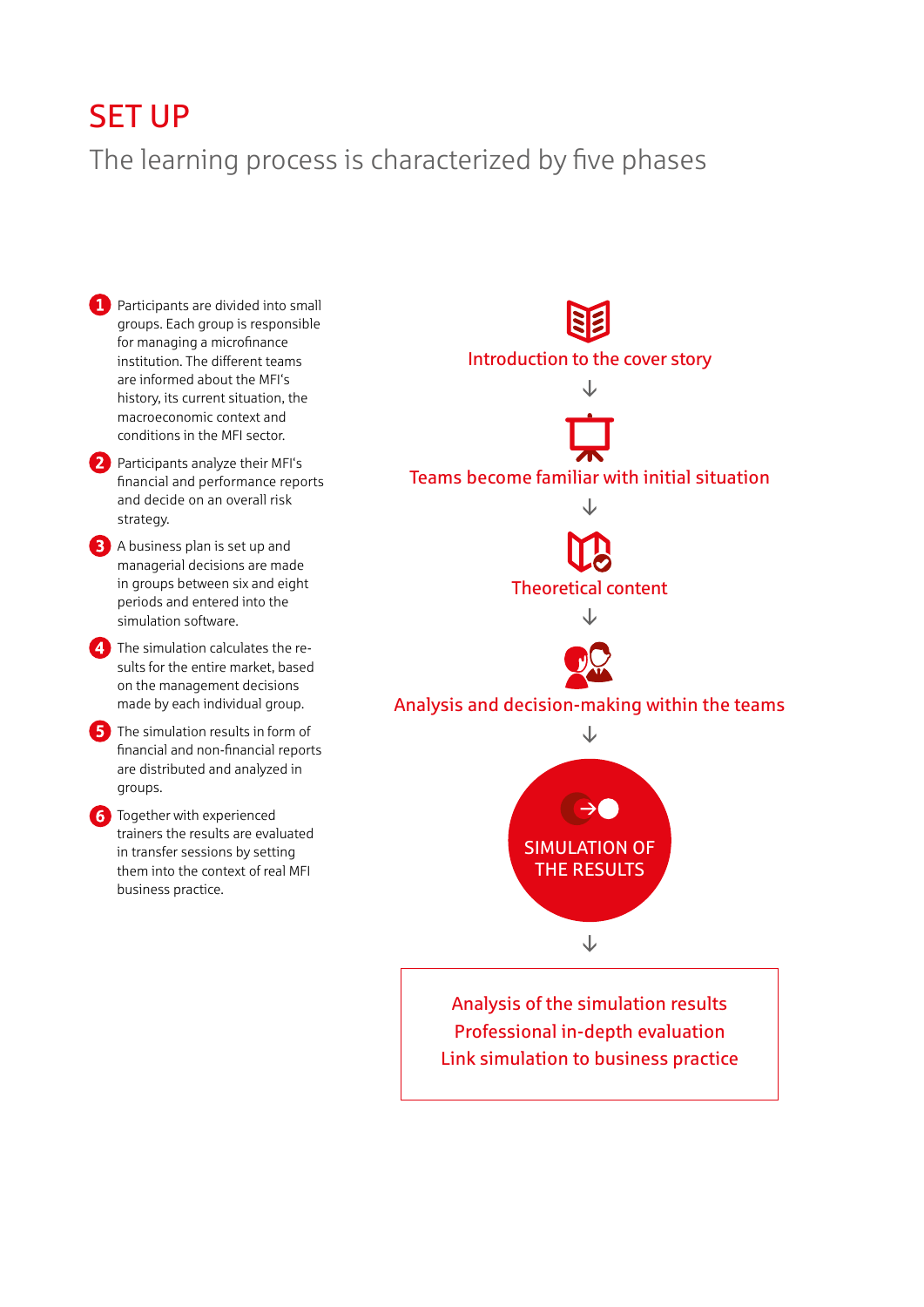# SET UP

## The learning process is characterized by five phases

1. Participants are divided into small groups. Each group is responsible for managing a microfinance institution. The different teams are informed about the MFI's history, its current situation, the macroeconomic context and conditions in the MFI sector.
2. Participants analyze their MFI's financial and performance reports and decide on an overall risk strategy.
3. A business plan is set up and managerial decisions are made in groups between six and eight periods and entered into the simulation software.
4. The simulation calculates the results for the entire market, based on the management decisions made by each individual group.
5. The simulation results in form of financial and non-financial reports are distributed and analyzed in groups.
6. Together with experienced trainers the results are evaluated in transfer sessions by setting them into the context of real MFI business practice.

Introduction to the cover story

↓

Teams become familiar with initial situation

↓

Theoretical content

↓

Analysis and decision-making within the teams

↓

SIMULATION OF THE RESULTS

↓

Analysis of the simulation results
Professional in-depth evaluation
Link simulation to business practice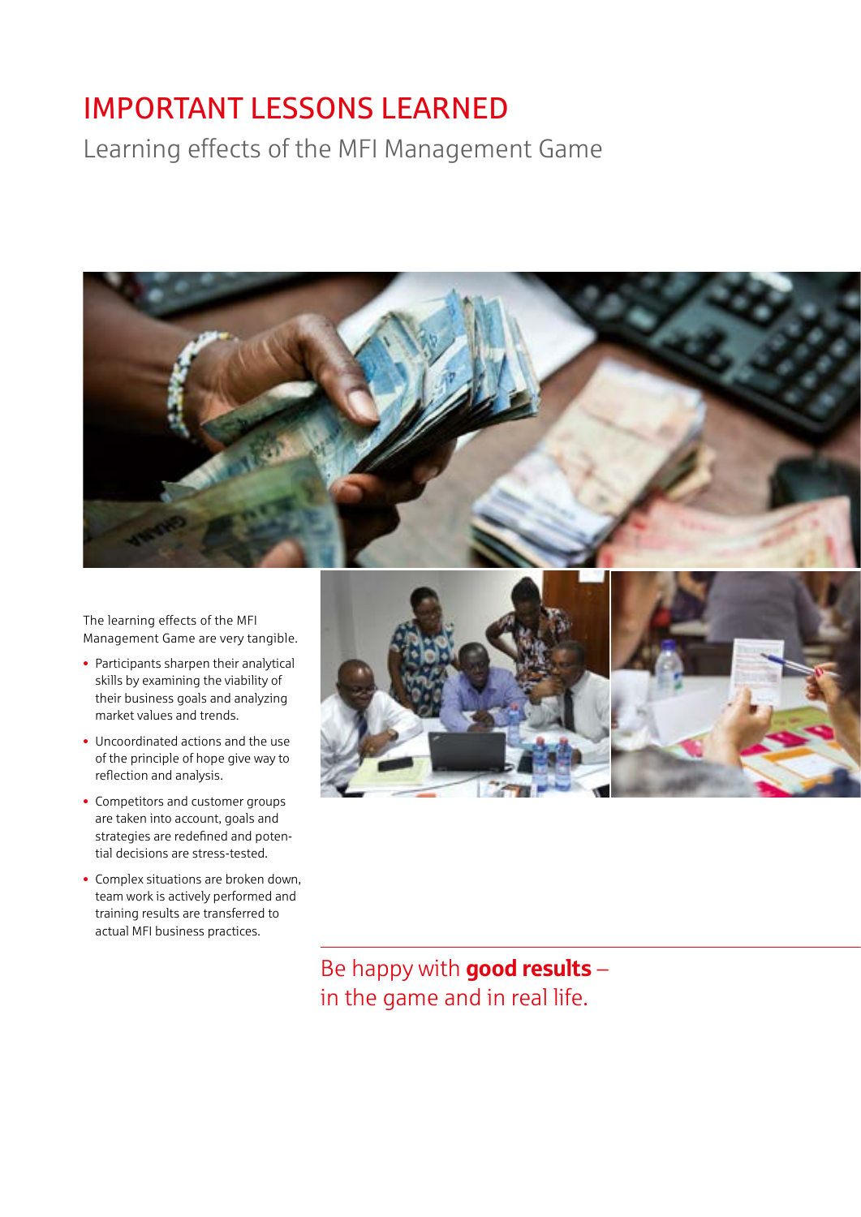# IMPORTANT LESSONS LEARNED

## Learning effects of the MFI Management Game

The learning effects of the MFI Management Game are very tangible.

- Participants sharpen their analytical skills by examining the viability of their business goals and analyzing market values and trends.
- Uncoordinated actions and the use of the principle of hope give way to reflection and analysis.
- Competitors and customer groups are taken into account, goals and strategies are redefined and potential decisions are stress-tested.
- Complex situations are broken down, team work is actively performed and training results are transferred to actual MFI business practices.

Be happy with **good results** – in the game and in real life.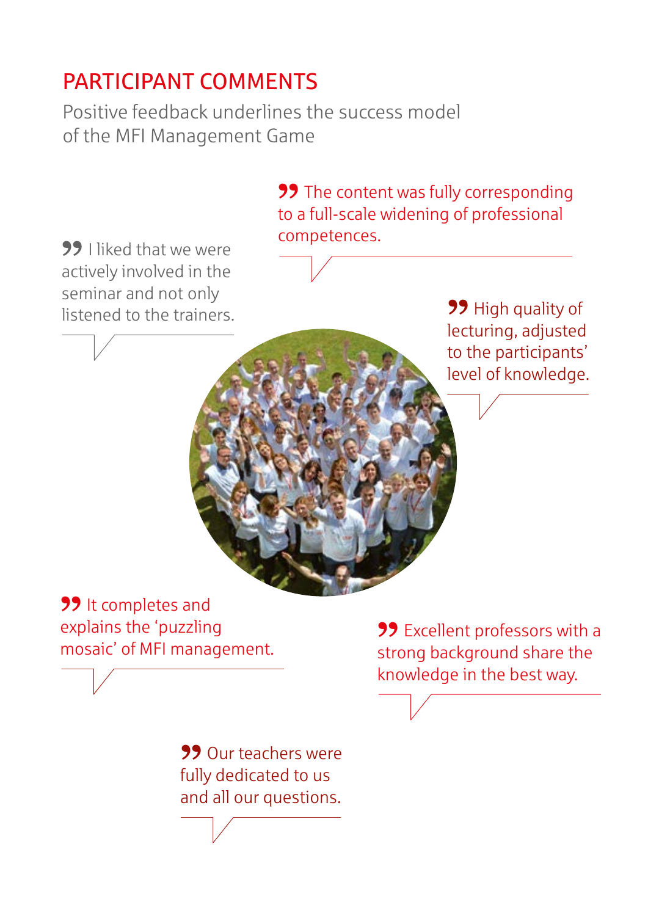# PARTICIPANT COMMENTS

Positive feedback underlines the success model of the MFI Management Game

> The content was fully corresponding to a full-scale widening of professional competences.

> I liked that we were actively involved in the seminar and not only listened to the trainers.

> High quality of lecturing, adjusted to the participants' level of knowledge.

> It completes and explains the 'puzzling mosaic' of MFI management.

> Excellent professors with a strong background share the knowledge in the best way.

> Our teachers were fully dedicated to us and all our questions.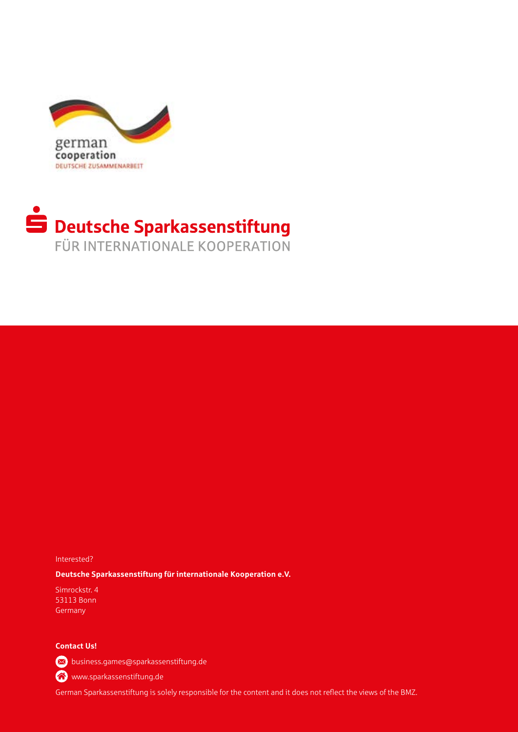german
cooperation
DEUTSCHE ZUSAMMENARBEIT

**Deutsche Sparkassenstiftung**
FÜR INTERNATIONALE KOOPERATION

Interested?

**Deutsche Sparkassenstiftung für internationale Kooperation e.V.**

Simrockstr. 4
53113 Bonn
Germany

**Contact Us!**

business.games@sparkassenstiftung.de

www.sparkassenstiftung.de

German Sparkassenstiftung is solely responsible for the content and it does not reflect the views of the BMZ.